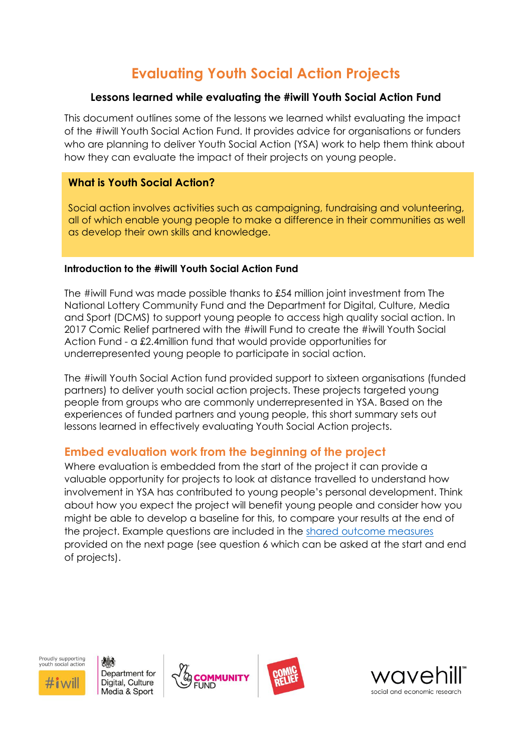# Evaluating Youth Social Action Projects

### Lessons learned while evaluating the #iwill Youth Social Action Fund

This document outlines some of the lessons we learned whilst evaluating the impact of the #iwill Youth Social Action Fund. It provides advice for organisations or funders who are planning to deliver Youth Social Action (YSA) work to help them think about how they can evaluate the impact of their projects on young people.

**What is Youth Social Action?**

Social action involves activities such as campaigning, fundraising and volunteering, all of which enable young people to make a difference in their communities as well as develop their own skills and knowledge.

**Introduction to the #iwill Youth Social Action Fund**

The #iwill Fund was made possible thanks to £54 million joint investment from The National Lottery Community Fund and the Department for Digital, Culture, Media and Sport (DCMS) to support young people to access high quality social action. In 2017 Comic Relief partnered with the #iwill Fund to create the #iwill Youth Social Action Fund - a £2.4million fund that would provide opportunities for underrepresented young people to participate in social action.

The #iwill Youth Social Action fund provided support to sixteen organisations (funded partners) to deliver youth social action projects. These projects targeted young people from groups who are commonly underrepresented in YSA. Based on the experiences of funded partners and young people, this short summary sets out lessons learned in effectively evaluating Youth Social Action projects.

## Embed evaluation work from the beginning of the project

Where evaluation is embedded from the start of the project it can provide a valuable opportunity for projects to look at distance travelled to understand how involvement in YSA has contributed to young people's personal development. Think about how you expect the project will benefit young people and consider how you might be able to develop a baseline for this, to compare your results at the end of the project. Example questions are included in the shared outcome measures provided on the next page (see question 6 which can be asked at the start and end of projects).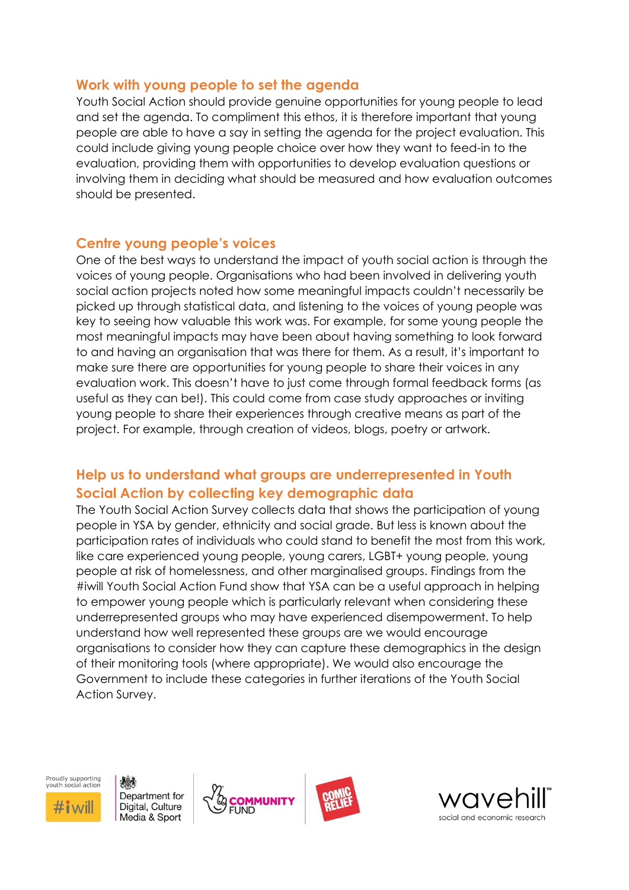## Work with young people to set the agenda

Youth Social Action should provide genuine opportunities for young people to lead and set the agenda. To compliment this ethos, it is therefore important that young people are able to have a say in setting the agenda for the project evaluation. This could include giving young people choice over how they want to feed-in to the evaluation, providing them with opportunities to develop evaluation questions or involving them in deciding what should be measured and how evaluation outcomes should be presented.

## Centre young people's voices

One of the best ways to understand the impact of youth social action is through the voices of young people. Organisations who had been involved in delivering youth social action projects noted how some meaningful impacts couldn't necessarily be picked up through statistical data, and listening to the voices of young people was key to seeing how valuable this work was. For example, for some young people the most meaningful impacts may have been about having something to look forward to and having an organisation that was there for them. As a result, it's important to make sure there are opportunities for young people to share their voices in any evaluation work. This doesn't have to just come through formal feedback forms (as useful as they can be!). This could come from case study approaches or inviting young people to share their experiences through creative means as part of the project. For example, through creation of videos, blogs, poetry or artwork.

## Help us to understand what groups are underrepresented in Youth Social Action by collecting key demographic data

The Youth Social Action Survey collects data that shows the participation of young people in YSA by gender, ethnicity and social grade. But less is known about the participation rates of individuals who could stand to benefit the most from this work, like care experienced young people, young carers, LGBT+ young people, young people at risk of homelessness, and other marginalised groups. Findings from the #iwill Youth Social Action Fund show that YSA can be a useful approach in helping to empower young people which is particularly relevant when considering these underrepresented groups who may have experienced disempowerment. To help understand how well represented these groups are we would encourage organisations to consider how they can capture these demographics in the design of their monitoring tools (where appropriate). We would also encourage the Government to include these categories in further iterations of the Youth Social Action Survey.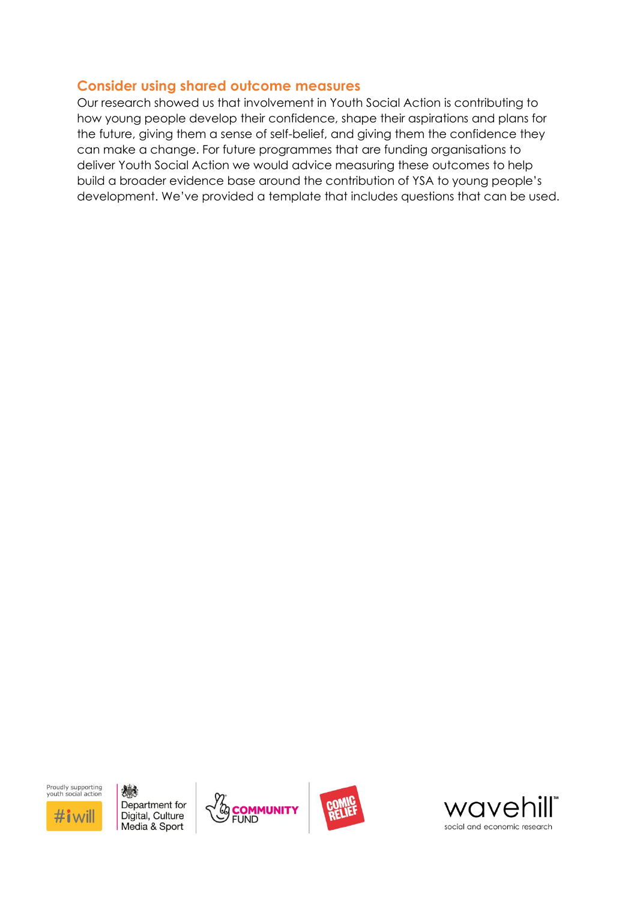## Consider using shared outcome measures

Our research showed us that involvement in Youth Social Action is contributing to how young people develop their confidence, shape their aspirations and plans for the future, giving them a sense of self-belief, and giving them the confidence they can make a change. For future programmes that are funding organisations to deliver Youth Social Action we would advice measuring these outcomes to help build a broader evidence base around the contribution of YSA to young people's development. We've provided a template that includes questions that can be used.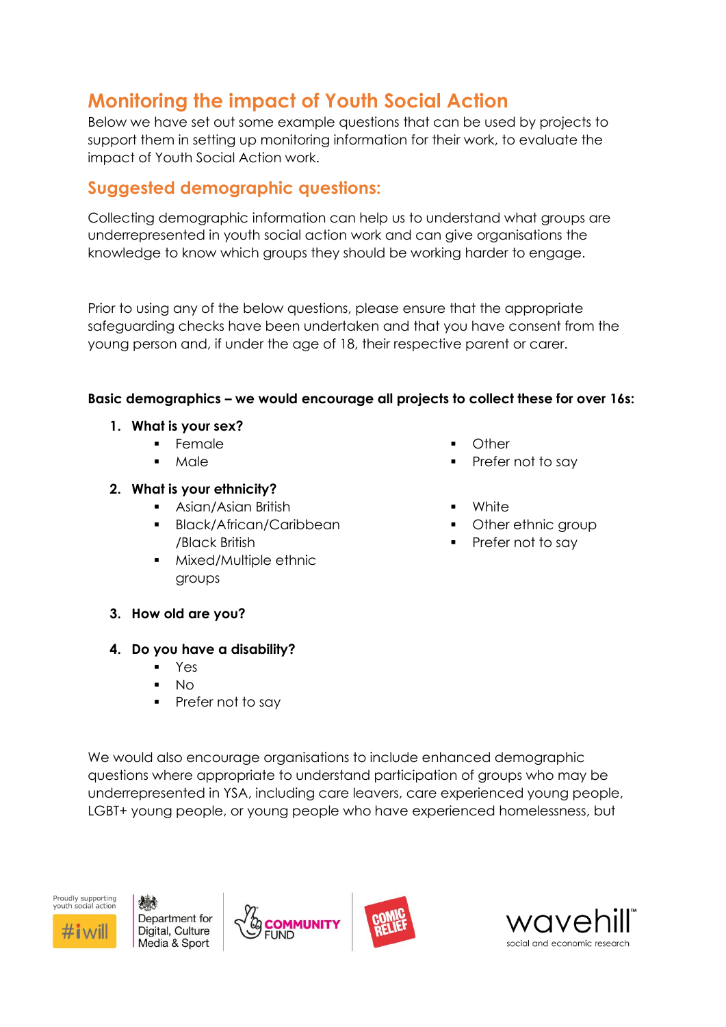## Monitoring the impact of Youth Social Action

Below we have set out some example questions that can be used by projects to support them in setting up monitoring information for their work, to evaluate the impact of Youth Social Action work.

### Suggested demographic questions:

Collecting demographic information can help us to understand what groups are underrepresented in youth social action work and can give organisations the knowledge to know which groups they should be working harder to engage.

Prior to using any of the below questions, please ensure that the appropriate safeguarding checks have been undertaken and that you have consent from the young person and, if under the age of 18, their respective parent or carer.

**Basic demographics – we would encourage all projects to collect these for over 16s:**

1. **What is your sex?**
   - Female
   - Male
   - Other
   - Prefer not to say
2. **What is your ethnicity?**
   - Asian/Asian British
   - Black/African/Caribbean /Black British
   - Mixed/Multiple ethnic groups
   - White
   - Other ethnic group
   - Prefer not to say
3. **How old are you?**
4. **Do you have a disability?**
   - Yes
   - No
   - Prefer not to say

We would also encourage organisations to include enhanced demographic questions where appropriate to understand participation of groups who may be underrepresented in YSA, including care leavers, care experienced young people, LGBT+ young people, or young people who have experienced homelessness, but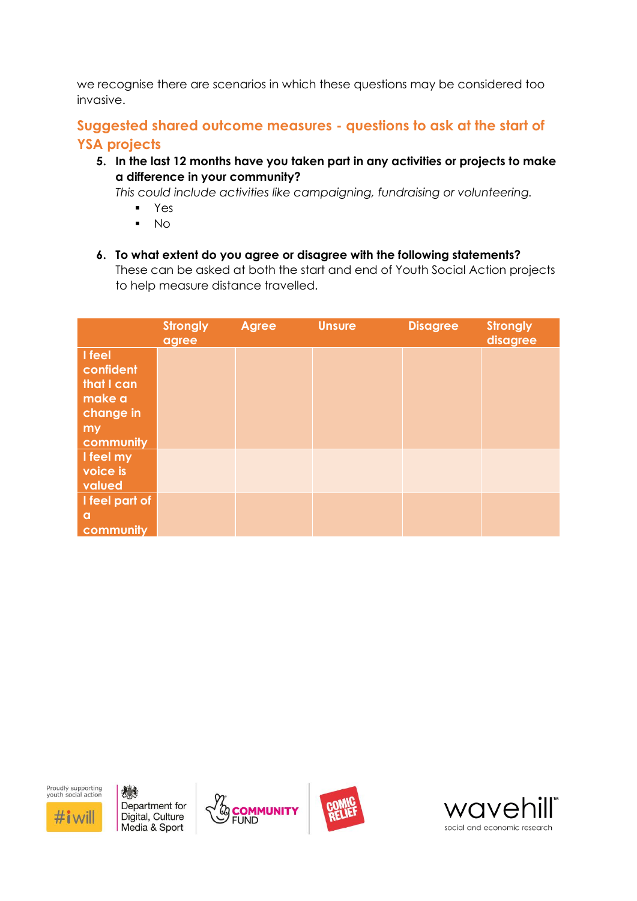we recognise there are scenarios in which these questions may be considered too invasive.

## Suggested shared outcome measures - questions to ask at the start of YSA projects

5. **In the last 12 months have you taken part in any activities or projects to make a difference in your community?**
   *This could include activities like campaigning, fundraising or volunteering.*
   - Yes
   - No

6. **To what extent do you agree or disagree with the following statements?**
   These can be asked at both the start and end of Youth Social Action projects to help measure distance travelled.

| | Strongly agree | Agree | Unsure | Disagree | Strongly disagree |
|---|---|---|---|---|---|
| I feel confident that I can make a change in my community | | | | | |
| I feel my voice is valued | | | | | |
| I feel part of a community | | | | | |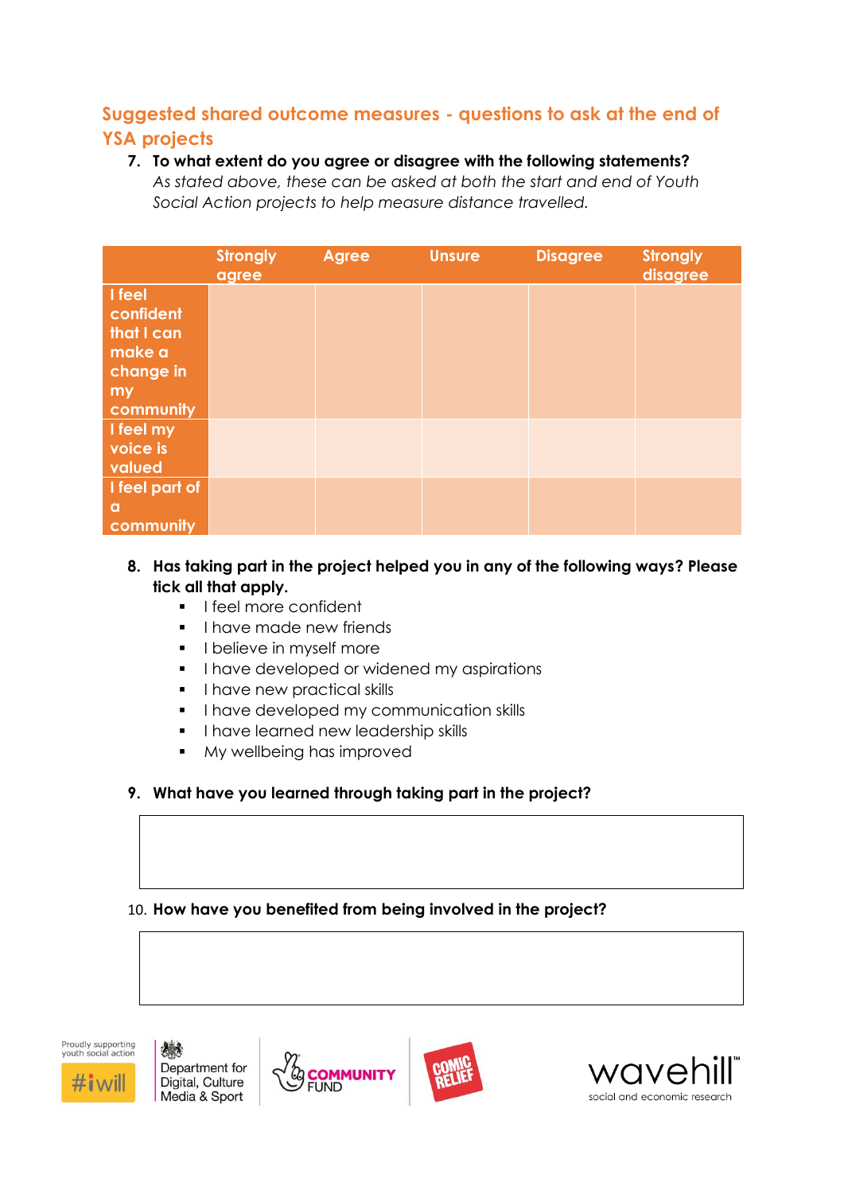## Suggested shared outcome measures - questions to ask at the end of YSA projects

7. **To what extent do you agree or disagree with the following statements?**
   *As stated above, these can be asked at both the start and end of Youth Social Action projects to help measure distance travelled.*

| | Strongly agree | Agree | Unsure | Disagree | Strongly disagree |
|---|---|---|---|---|---|
| I feel confident that I can make a change in my community | | | | | |
| I feel my voice is valued | | | | | |
| I feel part of a community | | | | | |

8. **Has taking part in the project helped you in any of the following ways? Please tick all that apply.**
   - I feel more confident
   - I have made new friends
   - I believe in myself more
   - I have developed or widened my aspirations
   - I have new practical skills
   - I have developed my communication skills
   - I have learned new leadership skills
   - My wellbeing has improved

9. **What have you learned through taking part in the project?**

10. **How have you benefited from being involved in the project?**

Proudly supporting youth social action #iwill

Department for Digital, Culture Media & Sport

COMMUNITY FUND

COMIC RELIEF

wavehill™ social and economic research